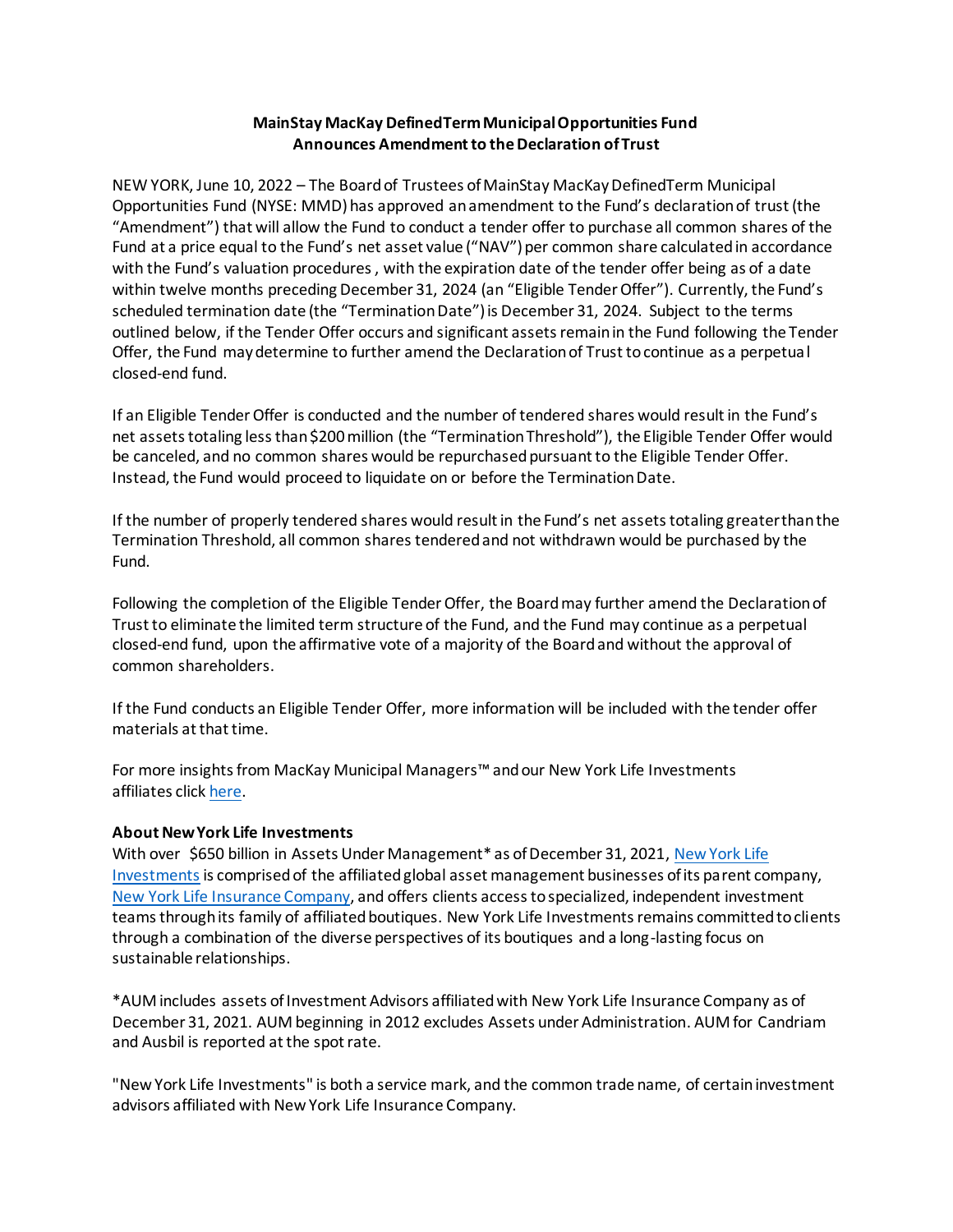**MainStay MacKay DefinedTerm Municipal Opportunities Fund**
**Announces Amendment to the Declaration of Trust**

NEW YORK, June 10, 2022 – The Board of Trustees of MainStay MacKay DefinedTerm Municipal Opportunities Fund (NYSE: MMD) has approved an amendment to the Fund's declaration of trust (the "Amendment") that will allow the Fund to conduct a tender offer to purchase all common shares of the Fund at a price equal to the Fund's net asset value ("NAV") per common share calculated in accordance with the Fund's valuation procedures, with the expiration date of the tender offer being as of a date within twelve months preceding December 31, 2024 (an "Eligible Tender Offer"). Currently, the Fund's scheduled termination date (the "Termination Date") is December 31, 2024. Subject to the terms outlined below, if the Tender Offer occurs and significant assets remain in the Fund following the Tender Offer, the Fund may determine to further amend the Declaration of Trust to continue as a perpetual closed-end fund.

If an Eligible Tender Offer is conducted and the number of tendered shares would result in the Fund's net assets totaling less than $200 million (the "Termination Threshold"), the Eligible Tender Offer would be canceled, and no common shares would be repurchased pursuant to the Eligible Tender Offer. Instead, the Fund would proceed to liquidate on or before the Termination Date.

If the number of properly tendered shares would result in the Fund's net assets totaling greater than the Termination Threshold, all common shares tendered and not withdrawn would be purchased by the Fund.

Following the completion of the Eligible Tender Offer, the Board may further amend the Declaration of Trust to eliminate the limited term structure of the Fund, and the Fund may continue as a perpetual closed-end fund, upon the affirmative vote of a majority of the Board and without the approval of common shareholders.

If the Fund conducts an Eligible Tender Offer, more information will be included with the tender offer materials at that time.

For more insights from MacKay Municipal Managers™ and our New York Life Investments affiliates click here.

**About New York Life Investments**
With over $650 billion in Assets Under Management* as of December 31, 2021, New York Life Investments is comprised of the affiliated global asset management businesses of its parent company, New York Life Insurance Company, and offers clients access to specialized, independent investment teams through its family of affiliated boutiques. New York Life Investments remains committed to clients through a combination of the diverse perspectives of its boutiques and a long-lasting focus on sustainable relationships.

*AUM includes assets of Investment Advisors affiliated with New York Life Insurance Company as of December 31, 2021. AUM beginning in 2012 excludes Assets under Administration. AUM for Candriam and Ausbil is reported at the spot rate.

"New York Life Investments" is both a service mark, and the common trade name, of certain investment advisors affiliated with New York Life Insurance Company.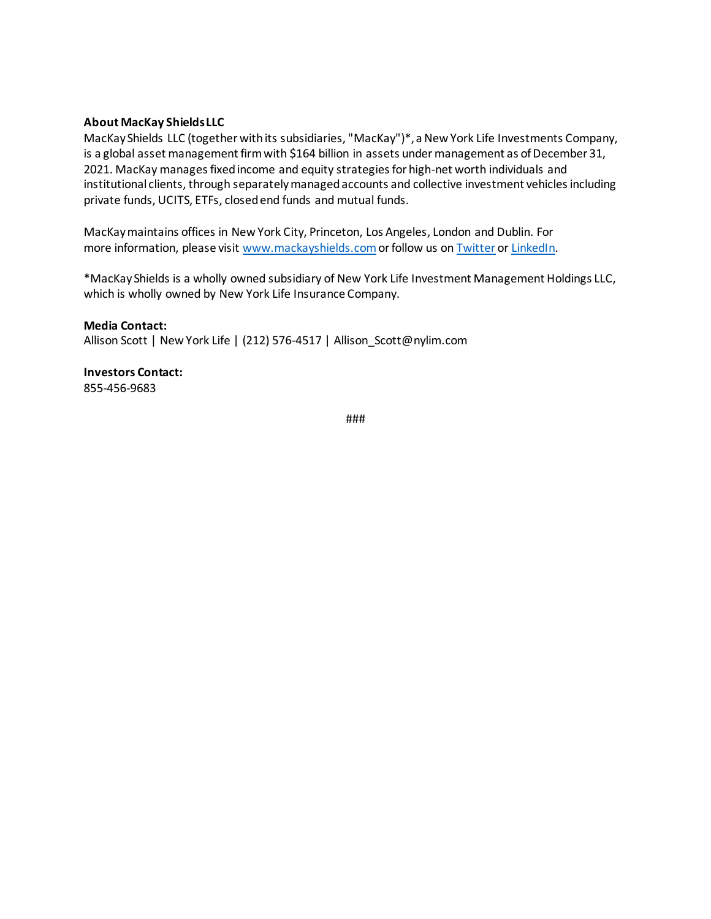**About MacKay Shields LLC**

MacKay Shields LLC (together with its subsidiaries, "MacKay")*, a New York Life Investments Company, is a global asset management firm with $164 billion in assets under management as of December 31, 2021. MacKay manages fixed income and equity strategies for high-net worth individuals and institutional clients, through separately managed accounts and collective investment vehicles including private funds, UCITS, ETFs, closed end funds and mutual funds.

MacKay maintains offices in New York City, Princeton, Los Angeles, London and Dublin. For more information, please visit [www.mackayshields.com](www.mackayshields.com) or follow us on [Twitter]() or [LinkedIn]().

*MacKay Shields is a wholly owned subsidiary of New York Life Investment Management Holdings LLC, which is wholly owned by New York Life Insurance Company.

**Media Contact:**
Allison Scott | New York Life | (212) 576-4517 | Allison_Scott@nylim.com

**Investors Contact:**
855-456-9683

###